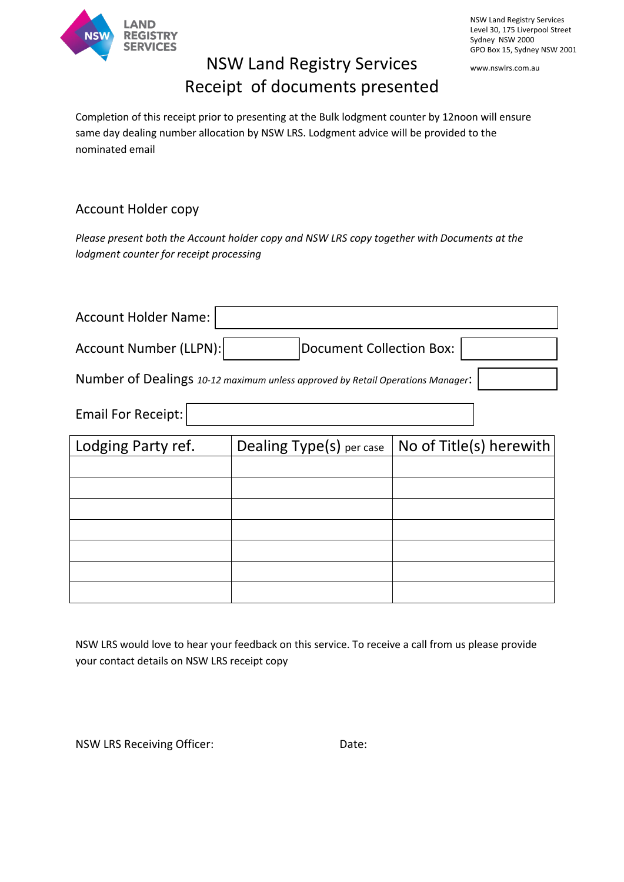NSW Land Registry Services
Level 30, 175 Liverpool Street
Sydney NSW 2000
GPO Box 15, Sydney NSW 2001

www.nswlrs.com.au

# NSW Land Registry Services
# Receipt of documents presented

Completion of this receipt prior to presenting at the Bulk lodgment counter by 12noon will ensure same day dealing number allocation by NSW LRS. Lodgment advice will be provided to the nominated email

## Account Holder copy

*Please present both the Account holder copy and NSW LRS copy together with Documents at the lodgment counter for receipt processing*

Account Holder Name:

Account Number (LLPN): Document Collection Box:

Number of Dealings *10-12 maximum unless approved by Retail Operations Manager*:

Email For Receipt:

| Lodging Party ref. | Dealing Type(s) per case | No of Title(s) herewith |
|---|---|---|
| | | |
| | | |
| | | |
| | | |
| | | |
| | | |
| | | |

NSW LRS would love to hear your feedback on this service. To receive a call from us please provide your contact details on NSW LRS receipt copy

NSW LRS Receiving Officer: Date: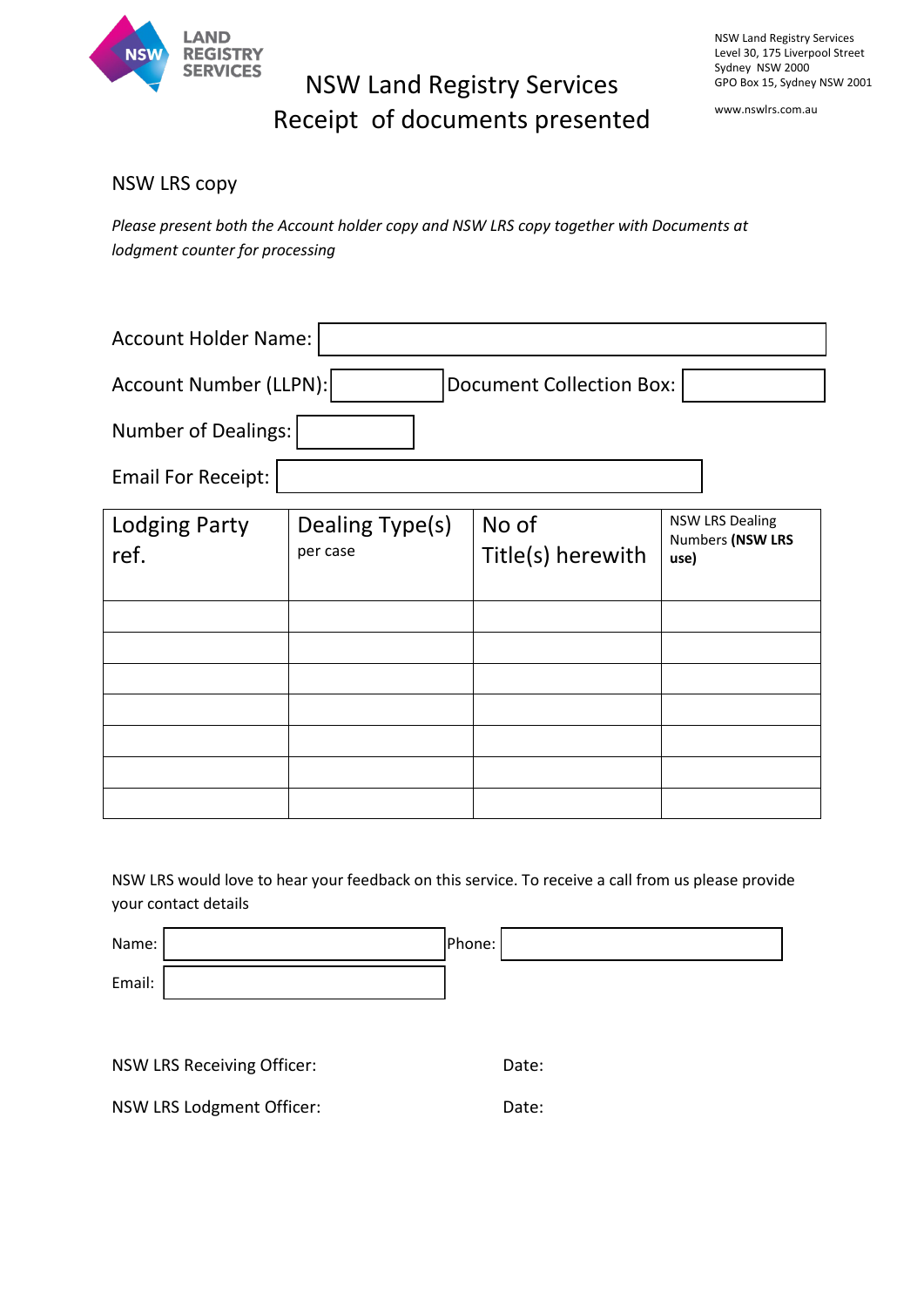LAND REGISTRY SERVICES

NSW Land Registry Services
Level 30, 175 Liverpool Street
Sydney NSW 2000
GPO Box 15, Sydney NSW 2001

www.nswlrs.com.au

# NSW Land Registry Services
# Receipt of documents presented

NSW LRS copy

*Please present both the Account holder copy and NSW LRS copy together with Documents at lodgment counter for processing*

Account Holder Name:

Account Number (LLPN): Document Collection Box:

Number of Dealings:

Email For Receipt:

| Lodging Party ref. | Dealing Type(s) per case | No of Title(s) herewith | NSW LRS Dealing Numbers **(NSW LRS use)** |
|---|---|---|---|
| | | | |
| | | | |
| | | | |
| | | | |
| | | | |
| | | | |
| | | | |

NSW LRS would love to hear your feedback on this service. To receive a call from us please provide your contact details

Name: Phone:

Email:

NSW LRS Receiving Officer: Date:

NSW LRS Lodgment Officer: Date: